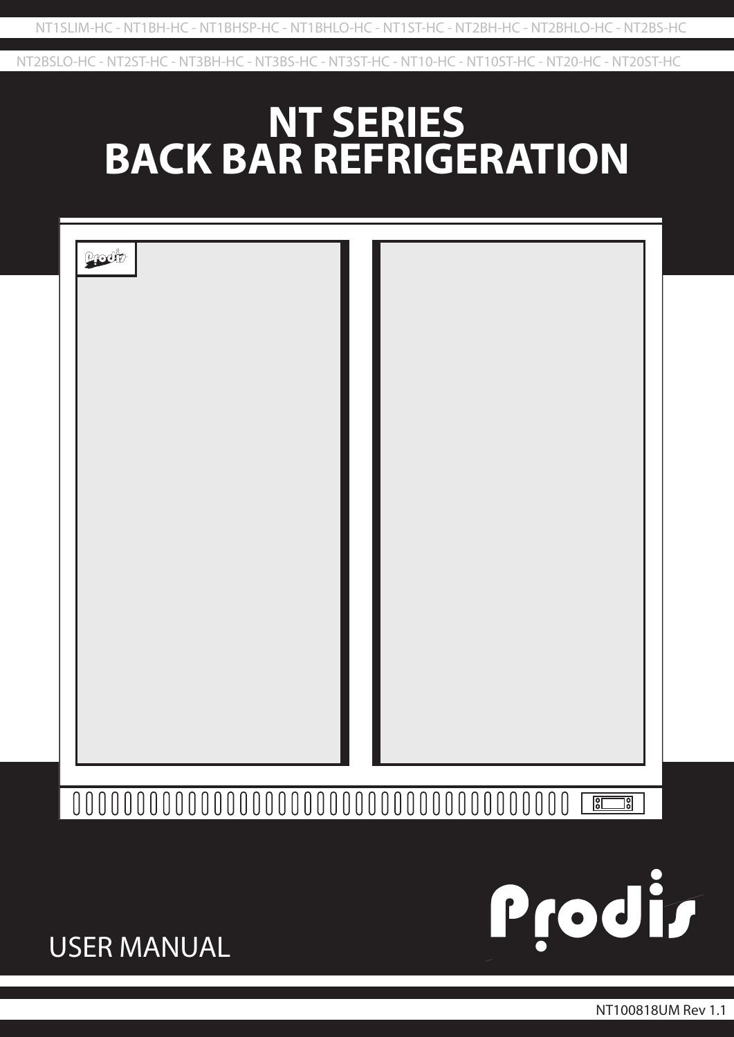NT1SLIM-HC - NT1BH-HC - NT1BHSP-HC - NT1BHLO-HC - NT1ST-HC - NT2BH-HC - NT2BHLO-HC - NT2BS-HC

NT2BSLO-HC - NT2ST-HC - NT3BH-HC - NT3BS-HC - NT3ST-HC - NT10-HC - NT10ST-HC - NT20-HC - NT20ST-HC

# NT SERIES
# BACK BAR REFRIGERATION

Prodis

USER MANUAL

NT100818UM Rev 1.1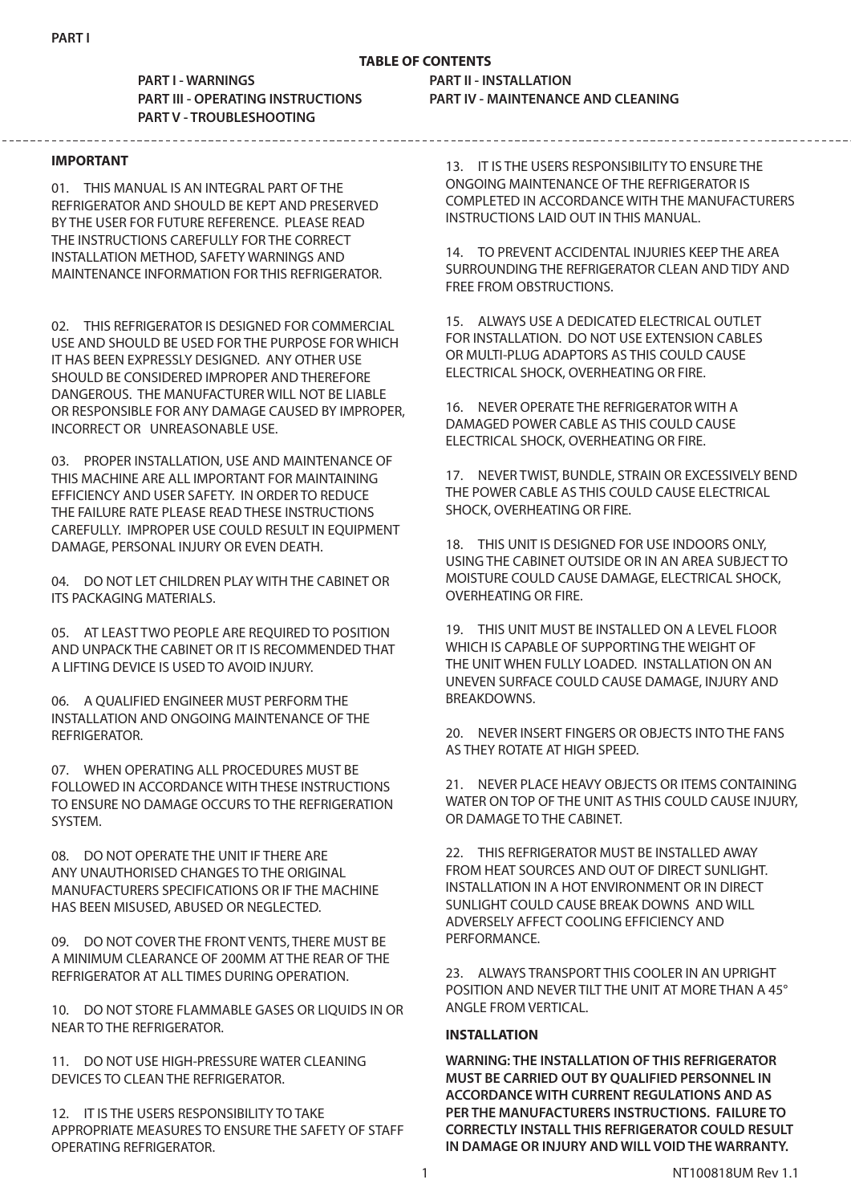PART I

**TABLE OF CONTENTS**

**PART I - WARNINGS**
**PART II - INSTALLATION**
**PART III - OPERATING INSTRUCTIONS**
**PART IV - MAINTENANCE AND CLEANING**
**PART V - TROUBLESHOOTING**

---

**IMPORTANT**

01. THIS MANUAL IS AN INTEGRAL PART OF THE REFRIGERATOR AND SHOULD BE KEPT AND PRESERVED BY THE USER FOR FUTURE REFERENCE. PLEASE READ THE INSTRUCTIONS CAREFULLY FOR THE CORRECT INSTALLATION METHOD, SAFETY WARNINGS AND MAINTENANCE INFORMATION FOR THIS REFRIGERATOR.

02. THIS REFRIGERATOR IS DESIGNED FOR COMMERCIAL USE AND SHOULD BE USED FOR THE PURPOSE FOR WHICH IT HAS BEEN EXPRESSLY DESIGNED. ANY OTHER USE SHOULD BE CONSIDERED IMPROPER AND THEREFORE DANGEROUS. THE MANUFACTURER WILL NOT BE LIABLE OR RESPONSIBLE FOR ANY DAMAGE CAUSED BY IMPROPER, INCORRECT OR UNREASONABLE USE.

03. PROPER INSTALLATION, USE AND MAINTENANCE OF THIS MACHINE ARE ALL IMPORTANT FOR MAINTAINING EFFICIENCY AND USER SAFETY. IN ORDER TO REDUCE THE FAILURE RATE PLEASE READ THESE INSTRUCTIONS CAREFULLY. IMPROPER USE COULD RESULT IN EQUIPMENT DAMAGE, PERSONAL INJURY OR EVEN DEATH.

04. DO NOT LET CHILDREN PLAY WITH THE CABINET OR ITS PACKAGING MATERIALS.

05. AT LEAST TWO PEOPLE ARE REQUIRED TO POSITION AND UNPACK THE CABINET OR IT IS RECOMMENDED THAT A LIFTING DEVICE IS USED TO AVOID INJURY.

06. A QUALIFIED ENGINEER MUST PERFORM THE INSTALLATION AND ONGOING MAINTENANCE OF THE REFRIGERATOR.

07. WHEN OPERATING ALL PROCEDURES MUST BE FOLLOWED IN ACCORDANCE WITH THESE INSTRUCTIONS TO ENSURE NO DAMAGE OCCURS TO THE REFRIGERATION SYSTEM.

08. DO NOT OPERATE THE UNIT IF THERE ARE ANY UNAUTHORISED CHANGES TO THE ORIGINAL MANUFACTURERS SPECIFICATIONS OR IF THE MACHINE HAS BEEN MISUSED, ABUSED OR NEGLECTED.

09. DO NOT COVER THE FRONT VENTS, THERE MUST BE A MINIMUM CLEARANCE OF 200MM AT THE REAR OF THE REFRIGERATOR AT ALL TIMES DURING OPERATION.

10. DO NOT STORE FLAMMABLE GASES OR LIQUIDS IN OR NEAR TO THE REFRIGERATOR.

11. DO NOT USE HIGH-PRESSURE WATER CLEANING DEVICES TO CLEAN THE REFRIGERATOR.

12. IT IS THE USERS RESPONSIBILITY TO TAKE APPROPRIATE MEASURES TO ENSURE THE SAFETY OF STAFF OPERATING REFRIGERATOR.

13. IT IS THE USERS RESPONSIBILITY TO ENSURE THE ONGOING MAINTENANCE OF THE REFRIGERATOR IS COMPLETED IN ACCORDANCE WITH THE MANUFACTURERS INSTRUCTIONS LAID OUT IN THIS MANUAL.

14. TO PREVENT ACCIDENTAL INJURIES KEEP THE AREA SURROUNDING THE REFRIGERATOR CLEAN AND TIDY AND FREE FROM OBSTRUCTIONS.

15. ALWAYS USE A DEDICATED ELECTRICAL OUTLET FOR INSTALLATION. DO NOT USE EXTENSION CABLES OR MULTI-PLUG ADAPTORS AS THIS COULD CAUSE ELECTRICAL SHOCK, OVERHEATING OR FIRE.

16. NEVER OPERATE THE REFRIGERATOR WITH A DAMAGED POWER CABLE AS THIS COULD CAUSE ELECTRICAL SHOCK, OVERHEATING OR FIRE.

17. NEVER TWIST, BUNDLE, STRAIN OR EXCESSIVELY BEND THE POWER CABLE AS THIS COULD CAUSE ELECTRICAL SHOCK, OVERHEATING OR FIRE.

18. THIS UNIT IS DESIGNED FOR USE INDOORS ONLY, USING THE CABINET OUTSIDE OR IN AN AREA SUBJECT TO MOISTURE COULD CAUSE DAMAGE, ELECTRICAL SHOCK, OVERHEATING OR FIRE.

19. THIS UNIT MUST BE INSTALLED ON A LEVEL FLOOR WHICH IS CAPABLE OF SUPPORTING THE WEIGHT OF THE UNIT WHEN FULLY LOADED. INSTALLATION ON AN UNEVEN SURFACE COULD CAUSE DAMAGE, INJURY AND BREAKDOWNS.

20. NEVER INSERT FINGERS OR OBJECTS INTO THE FANS AS THEY ROTATE AT HIGH SPEED.

21. NEVER PLACE HEAVY OBJECTS OR ITEMS CONTAINING WATER ON TOP OF THE UNIT AS THIS COULD CAUSE INJURY, OR DAMAGE TO THE CABINET.

22. THIS REFRIGERATOR MUST BE INSTALLED AWAY FROM HEAT SOURCES AND OUT OF DIRECT SUNLIGHT. INSTALLATION IN A HOT ENVIRONMENT OR IN DIRECT SUNLIGHT COULD CAUSE BREAK DOWNS AND WILL ADVERSELY AFFECT COOLING EFFICIENCY AND PERFORMANCE.

23. ALWAYS TRANSPORT THIS COOLER IN AN UPRIGHT POSITION AND NEVER TILT THE UNIT AT MORE THAN A 45° ANGLE FROM VERTICAL.

**INSTALLATION**

**WARNING: THE INSTALLATION OF THIS REFRIGERATOR MUST BE CARRIED OUT BY QUALIFIED PERSONNEL IN ACCORDANCE WITH CURRENT REGULATIONS AND AS PER THE MANUFACTURERS INSTRUCTIONS. FAILURE TO CORRECTLY INSTALL THIS REFRIGERATOR COULD RESULT IN DAMAGE OR INJURY AND WILL VOID THE WARRANTY.**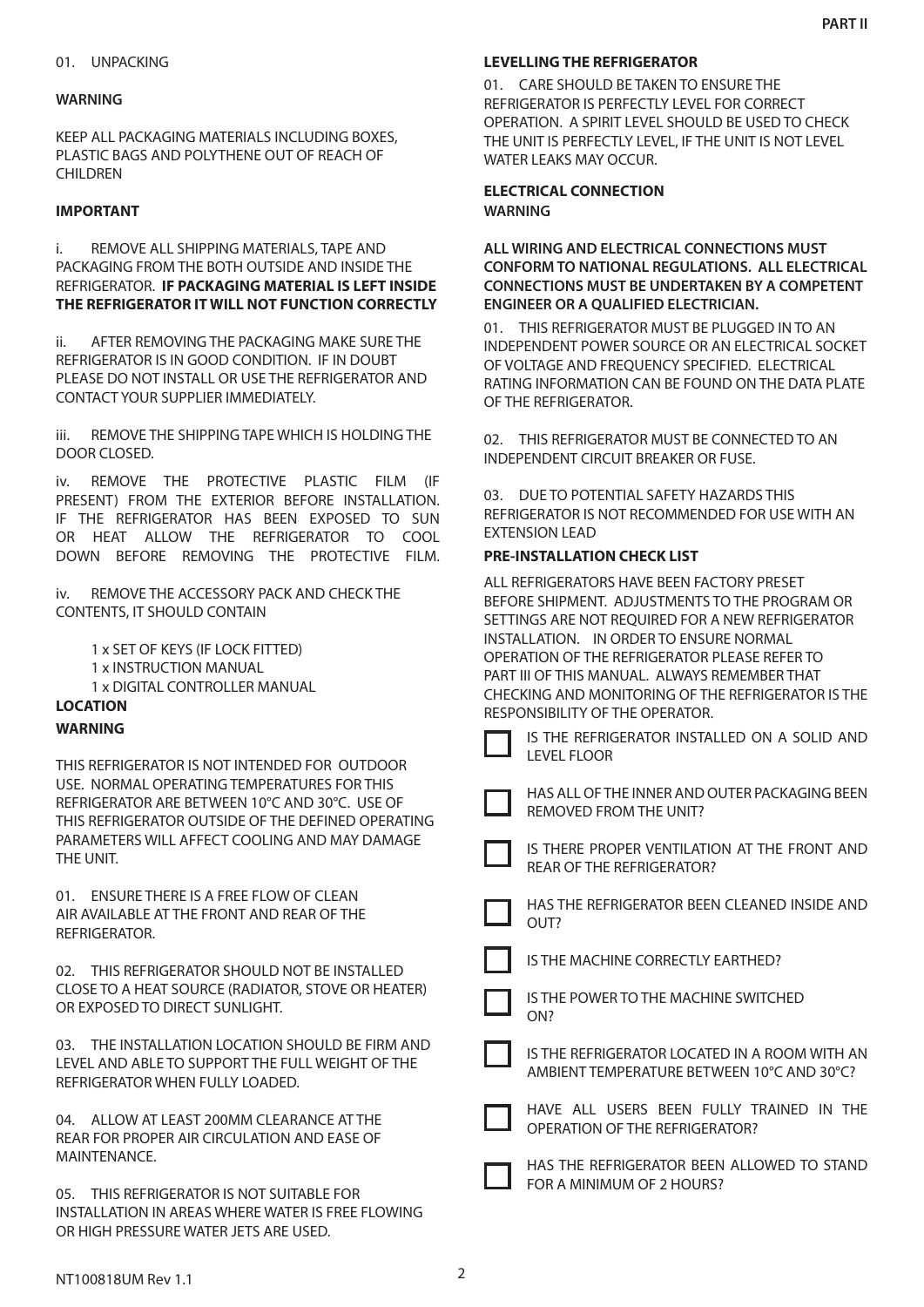01. UNPACKING

**WARNING**

KEEP ALL PACKAGING MATERIALS INCLUDING BOXES, PLASTIC BAGS AND POLYTHENE OUT OF REACH OF CHILDREN

**IMPORTANT**

i. REMOVE ALL SHIPPING MATERIALS, TAPE AND PACKAGING FROM THE BOTH OUTSIDE AND INSIDE THE REFRIGERATOR. **IF PACKAGING MATERIAL IS LEFT INSIDE THE REFRIGERATOR IT WILL NOT FUNCTION CORRECTLY**

ii. AFTER REMOVING THE PACKAGING MAKE SURE THE REFRIGERATOR IS IN GOOD CONDITION. IF IN DOUBT PLEASE DO NOT INSTALL OR USE THE REFRIGERATOR AND CONTACT YOUR SUPPLIER IMMEDIATELY.

iii. REMOVE THE SHIPPING TAPE WHICH IS HOLDING THE DOOR CLOSED.

iv. REMOVE THE PROTECTIVE PLASTIC FILM (IF PRESENT) FROM THE EXTERIOR BEFORE INSTALLATION. IF THE REFRIGERATOR HAS BEEN EXPOSED TO SUN OR HEAT ALLOW THE REFRIGERATOR TO COOL DOWN BEFORE REMOVING THE PROTECTIVE FILM.

iv. REMOVE THE ACCESSORY PACK AND CHECK THE CONTENTS, IT SHOULD CONTAIN

- 1 x SET OF KEYS (IF LOCK FITTED)
- 1 x INSTRUCTION MANUAL
- 1 x DIGITAL CONTROLLER MANUAL

**LOCATION**

**WARNING**

THIS REFRIGERATOR IS NOT INTENDED FOR OUTDOOR USE. NORMAL OPERATING TEMPERATURES FOR THIS REFRIGERATOR ARE BETWEEN 10°C AND 30°C. USE OF THIS REFRIGERATOR OUTSIDE OF THE DEFINED OPERATING PARAMETERS WILL AFFECT COOLING AND MAY DAMAGE THE UNIT.

01. ENSURE THERE IS A FREE FLOW OF CLEAN AIR AVAILABLE AT THE FRONT AND REAR OF THE REFRIGERATOR.

02. THIS REFRIGERATOR SHOULD NOT BE INSTALLED CLOSE TO A HEAT SOURCE (RADIATOR, STOVE OR HEATER) OR EXPOSED TO DIRECT SUNLIGHT.

03. THE INSTALLATION LOCATION SHOULD BE FIRM AND LEVEL AND ABLE TO SUPPORT THE FULL WEIGHT OF THE REFRIGERATOR WHEN FULLY LOADED.

04. ALLOW AT LEAST 200MM CLEARANCE AT THE REAR FOR PROPER AIR CIRCULATION AND EASE OF MAINTENANCE.

05. THIS REFRIGERATOR IS NOT SUITABLE FOR INSTALLATION IN AREAS WHERE WATER IS FREE FLOWING OR HIGH PRESSURE WATER JETS ARE USED.

**LEVELLING THE REFRIGERATOR**

01. CARE SHOULD BE TAKEN TO ENSURE THE REFRIGERATOR IS PERFECTLY LEVEL FOR CORRECT OPERATION. A SPIRIT LEVEL SHOULD BE USED TO CHECK THE UNIT IS PERFECTLY LEVEL, IF THE UNIT IS NOT LEVEL WATER LEAKS MAY OCCUR.

**ELECTRICAL CONNECTION**

**WARNING**

**ALL WIRING AND ELECTRICAL CONNECTIONS MUST CONFORM TO NATIONAL REGULATIONS. ALL ELECTRICAL CONNECTIONS MUST BE UNDERTAKEN BY A COMPETENT ENGINEER OR A QUALIFIED ELECTRICIAN.**

01. THIS REFRIGERATOR MUST BE PLUGGED IN TO AN INDEPENDENT POWER SOURCE OR AN ELECTRICAL SOCKET OF VOLTAGE AND FREQUENCY SPECIFIED. ELECTRICAL RATING INFORMATION CAN BE FOUND ON THE DATA PLATE OF THE REFRIGERATOR.

02. THIS REFRIGERATOR MUST BE CONNECTED TO AN INDEPENDENT CIRCUIT BREAKER OR FUSE.

03. DUE TO POTENTIAL SAFETY HAZARDS THIS REFRIGERATOR IS NOT RECOMMENDED FOR USE WITH AN EXTENSION LEAD

**PRE-INSTALLATION CHECK LIST**

ALL REFRIGERATORS HAVE BEEN FACTORY PRESET BEFORE SHIPMENT. ADJUSTMENTS TO THE PROGRAM OR SETTINGS ARE NOT REQUIRED FOR A NEW REFRIGERATOR INSTALLATION. IN ORDER TO ENSURE NORMAL OPERATION OF THE REFRIGERATOR PLEASE REFER TO PART III OF THIS MANUAL. ALWAYS REMEMBER THAT CHECKING AND MONITORING OF THE REFRIGERATOR IS THE RESPONSIBILITY OF THE OPERATOR.

- [ ] IS THE REFRIGERATOR INSTALLED ON A SOLID AND LEVEL FLOOR
- [ ] HAS ALL OF THE INNER AND OUTER PACKAGING BEEN REMOVED FROM THE UNIT?
- [ ] IS THERE PROPER VENTILATION AT THE FRONT AND REAR OF THE REFRIGERATOR?
- [ ] HAS THE REFRIGERATOR BEEN CLEANED INSIDE AND OUT?
- [ ] IS THE MACHINE CORRECTLY EARTHED?
- [ ] IS THE POWER TO THE MACHINE SWITCHED ON?
- [ ] IS THE REFRIGERATOR LOCATED IN A ROOM WITH AN AMBIENT TEMPERATURE BETWEEN 10°C AND 30°C?
- [ ] HAVE ALL USERS BEEN FULLY TRAINED IN THE OPERATION OF THE REFRIGERATOR?
- [ ] HAS THE REFRIGERATOR BEEN ALLOWED TO STAND FOR A MINIMUM OF 2 HOURS?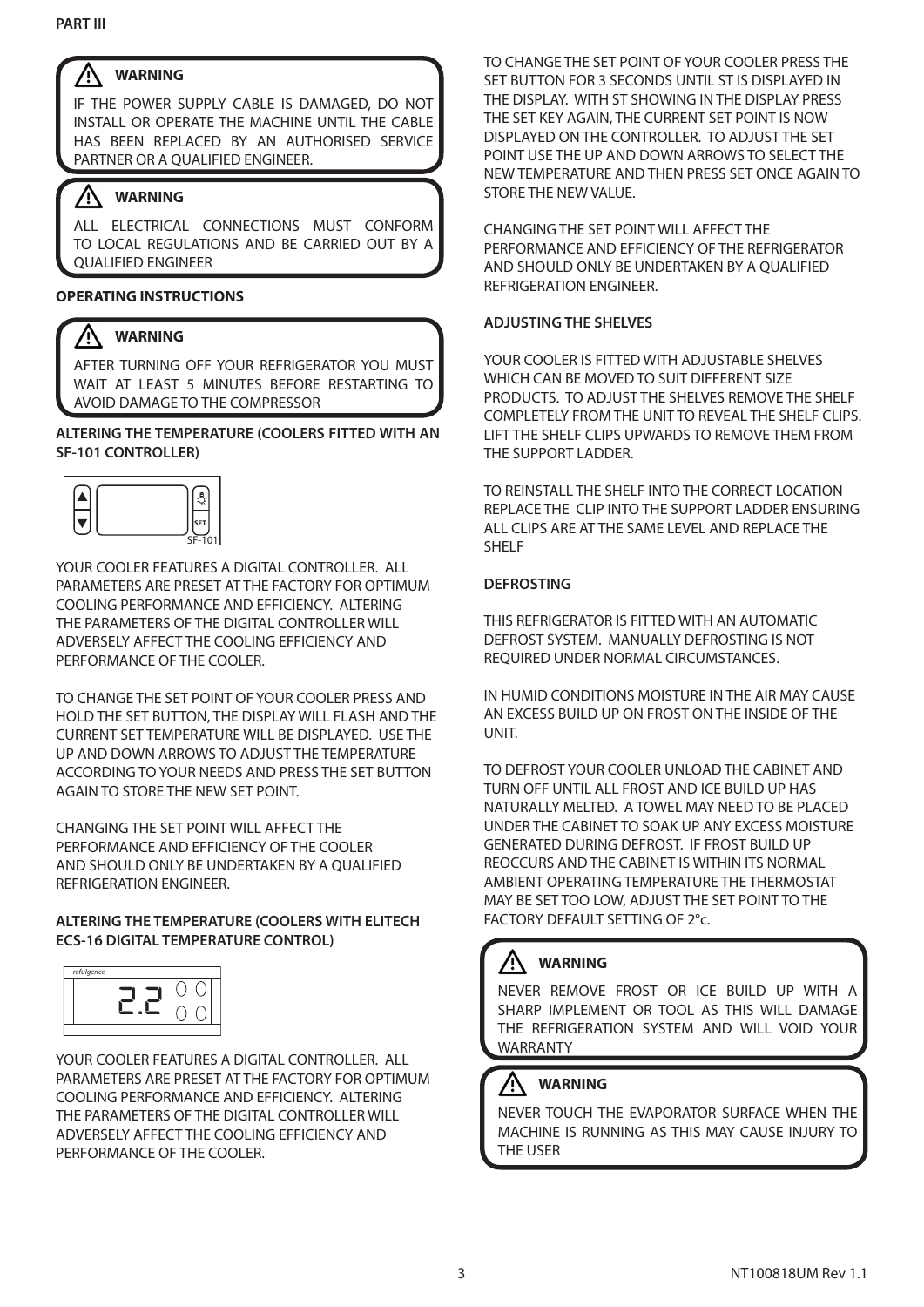**PART III**

> ⚠ **WARNING**
>
> IF THE POWER SUPPLY CABLE IS DAMAGED, DO NOT INSTALL OR OPERATE THE MACHINE UNTIL THE CABLE HAS BEEN REPLACED BY AN AUTHORISED SERVICE PARTNER OR A QUALIFIED ENGINEER.

> ⚠ **WARNING**
>
> ALL ELECTRICAL CONNECTIONS MUST CONFORM TO LOCAL REGULATIONS AND BE CARRIED OUT BY A QUALIFIED ENGINEER

**OPERATING INSTRUCTIONS**

> ⚠ **WARNING**
>
> AFTER TURNING OFF YOUR REFRIGERATOR YOU MUST WAIT AT LEAST 5 MINUTES BEFORE RESTARTING TO AVOID DAMAGE TO THE COMPRESSOR

**ALTERING THE TEMPERATURE (COOLERS FITTED WITH AN SF-101 CONTROLLER)**

SET

SF-101

YOUR COOLER FEATURES A DIGITAL CONTROLLER. ALL PARAMETERS ARE PRESET AT THE FACTORY FOR OPTIMUM COOLING PERFORMANCE AND EFFICIENCY. ALTERING THE PARAMETERS OF THE DIGITAL CONTROLLER WILL ADVERSELY AFFECT THE COOLING EFFICIENCY AND PERFORMANCE OF THE COOLER.

TO CHANGE THE SET POINT OF YOUR COOLER PRESS AND HOLD THE SET BUTTON, THE DISPLAY WILL FLASH AND THE CURRENT SET TEMPERATURE WILL BE DISPLAYED. USE THE UP AND DOWN ARROWS TO ADJUST THE TEMPERATURE ACCORDING TO YOUR NEEDS AND PRESS THE SET BUTTON AGAIN TO STORE THE NEW SET POINT.

CHANGING THE SET POINT WILL AFFECT THE PERFORMANCE AND EFFICIENCY OF THE COOLER AND SHOULD ONLY BE UNDERTAKEN BY A QUALIFIED REFRIGERATION ENGINEER.

**ALTERING THE TEMPERATURE (COOLERS WITH ELITECH ECS-16 DIGITAL TEMPERATURE CONTROL)**

*refulgence*

2.2

YOUR COOLER FEATURES A DIGITAL CONTROLLER. ALL PARAMETERS ARE PRESET AT THE FACTORY FOR OPTIMUM COOLING PERFORMANCE AND EFFICIENCY. ALTERING THE PARAMETERS OF THE DIGITAL CONTROLLER WILL ADVERSELY AFFECT THE COOLING EFFICIENCY AND PERFORMANCE OF THE COOLER.

TO CHANGE THE SET POINT OF YOUR COOLER PRESS THE SET BUTTON FOR 3 SECONDS UNTIL ST IS DISPLAYED IN THE DISPLAY. WITH ST SHOWING IN THE DISPLAY PRESS THE SET KEY AGAIN, THE CURRENT SET POINT IS NOW DISPLAYED ON THE CONTROLLER. TO ADJUST THE SET POINT USE THE UP AND DOWN ARROWS TO SELECT THE NEW TEMPERATURE AND THEN PRESS SET ONCE AGAIN TO STORE THE NEW VALUE.

CHANGING THE SET POINT WILL AFFECT THE PERFORMANCE AND EFFICIENCY OF THE REFRIGERATOR AND SHOULD ONLY BE UNDERTAKEN BY A QUALIFIED REFRIGERATION ENGINEER.

**ADJUSTING THE SHELVES**

YOUR COOLER IS FITTED WITH ADJUSTABLE SHELVES WHICH CAN BE MOVED TO SUIT DIFFERENT SIZE PRODUCTS. TO ADJUST THE SHELVES REMOVE THE SHELF COMPLETELY FROM THE UNIT TO REVEAL THE SHELF CLIPS. LIFT THE SHELF CLIPS UPWARDS TO REMOVE THEM FROM THE SUPPORT LADDER.

TO REINSTALL THE SHELF INTO THE CORRECT LOCATION REPLACE THE CLIP INTO THE SUPPORT LADDER ENSURING ALL CLIPS ARE AT THE SAME LEVEL AND REPLACE THE SHELF

**DEFROSTING**

THIS REFRIGERATOR IS FITTED WITH AN AUTOMATIC DEFROST SYSTEM. MANUALLY DEFROSTING IS NOT REQUIRED UNDER NORMAL CIRCUMSTANCES.

IN HUMID CONDITIONS MOISTURE IN THE AIR MAY CAUSE AN EXCESS BUILD UP ON FROST ON THE INSIDE OF THE UNIT.

TO DEFROST YOUR COOLER UNLOAD THE CABINET AND TURN OFF UNTIL ALL FROST AND ICE BUILD UP HAS NATURALLY MELTED. A TOWEL MAY NEED TO BE PLACED UNDER THE CABINET TO SOAK UP ANY EXCESS MOISTURE GENERATED DURING DEFROST. IF FROST BUILD UP REOCCURS AND THE CABINET IS WITHIN ITS NORMAL AMBIENT OPERATING TEMPERATURE THE THERMOSTAT MAY BE SET TOO LOW, ADJUST THE SET POINT TO THE FACTORY DEFAULT SETTING OF 2°c.

> ⚠ **WARNING**
>
> NEVER REMOVE FROST OR ICE BUILD UP WITH A SHARP IMPLEMENT OR TOOL AS THIS WILL DAMAGE THE REFRIGERATION SYSTEM AND WILL VOID YOUR WARRANTY

> ⚠ **WARNING**
>
> NEVER TOUCH THE EVAPORATOR SURFACE WHEN THE MACHINE IS RUNNING AS THIS MAY CAUSE INJURY TO THE USER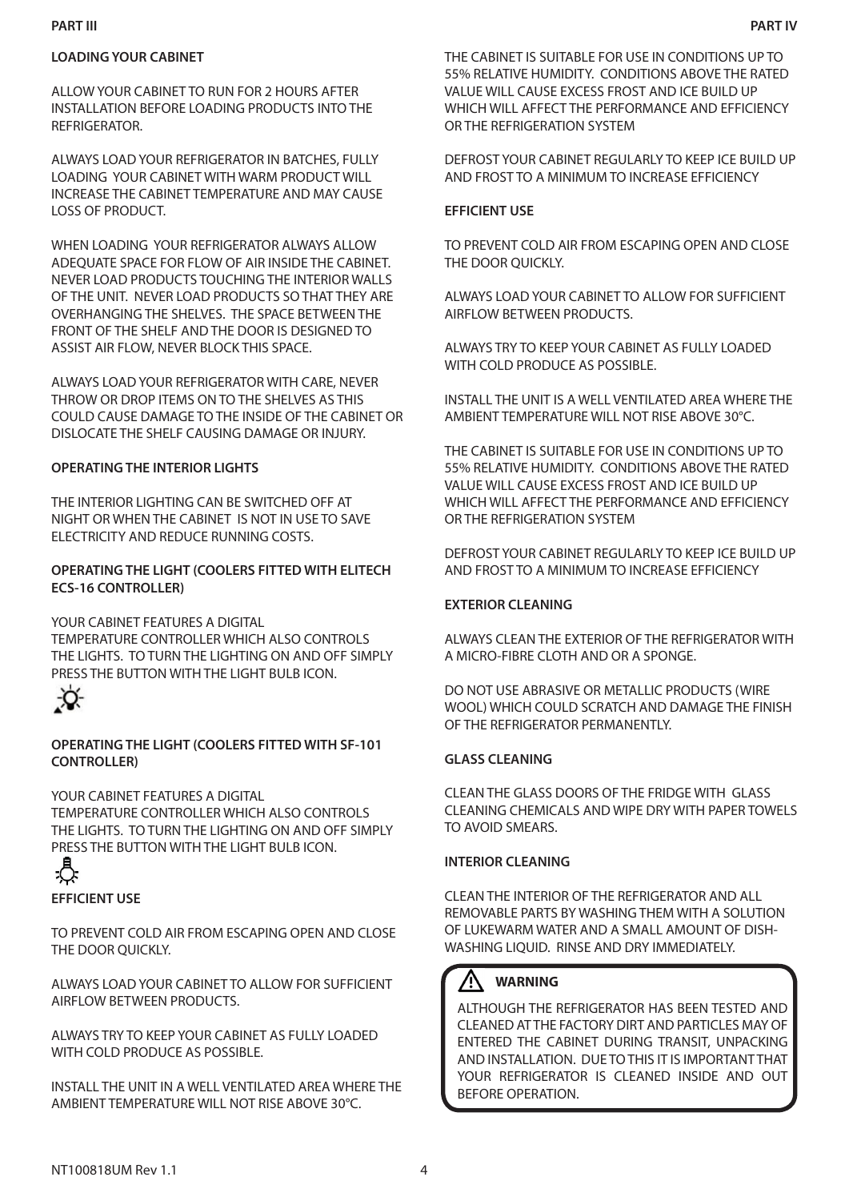## PART III

### LOADING YOUR CABINET

ALLOW YOUR CABINET TO RUN FOR 2 HOURS AFTER INSTALLATION BEFORE LOADING PRODUCTS INTO THE REFRIGERATOR.

ALWAYS LOAD YOUR REFRIGERATOR IN BATCHES, FULLY LOADING YOUR CABINET WITH WARM PRODUCT WILL INCREASE THE CABINET TEMPERATURE AND MAY CAUSE LOSS OF PRODUCT.

WHEN LOADING YOUR REFRIGERATOR ALWAYS ALLOW ADEQUATE SPACE FOR FLOW OF AIR INSIDE THE CABINET. NEVER LOAD PRODUCTS TOUCHING THE INTERIOR WALLS OF THE UNIT. NEVER LOAD PRODUCTS SO THAT THEY ARE OVERHANGING THE SHELVES. THE SPACE BETWEEN THE FRONT OF THE SHELF AND THE DOOR IS DESIGNED TO ASSIST AIR FLOW, NEVER BLOCK THIS SPACE.

ALWAYS LOAD YOUR REFRIGERATOR WITH CARE, NEVER THROW OR DROP ITEMS ON TO THE SHELVES AS THIS COULD CAUSE DAMAGE TO THE INSIDE OF THE CABINET OR DISLOCATE THE SHELF CAUSING DAMAGE OR INJURY.

### OPERATING THE INTERIOR LIGHTS

THE INTERIOR LIGHTING CAN BE SWITCHED OFF AT NIGHT OR WHEN THE CABINET IS NOT IN USE TO SAVE ELECTRICITY AND REDUCE RUNNING COSTS.

### OPERATING THE LIGHT (COOLERS FITTED WITH ELITECH ECS-16 CONTROLLER)

YOUR CABINET FEATURES A DIGITAL TEMPERATURE CONTROLLER WHICH ALSO CONTROLS THE LIGHTS. TO TURN THE LIGHTING ON AND OFF SIMPLY PRESS THE BUTTON WITH THE LIGHT BULB ICON.

### OPERATING THE LIGHT (COOLERS FITTED WITH SF-101 CONTROLLER)

YOUR CABINET FEATURES A DIGITAL TEMPERATURE CONTROLLER WHICH ALSO CONTROLS THE LIGHTS. TO TURN THE LIGHTING ON AND OFF SIMPLY PRESS THE BUTTON WITH THE LIGHT BULB ICON.

### EFFICIENT USE

TO PREVENT COLD AIR FROM ESCAPING OPEN AND CLOSE THE DOOR QUICKLY.

ALWAYS LOAD YOUR CABINET TO ALLOW FOR SUFFICIENT AIRFLOW BETWEEN PRODUCTS.

ALWAYS TRY TO KEEP YOUR CABINET AS FULLY LOADED WITH COLD PRODUCE AS POSSIBLE.

INSTALL THE UNIT IN A WELL VENTILATED AREA WHERE THE AMBIENT TEMPERATURE WILL NOT RISE ABOVE 30°C.

## PART IV

THE CABINET IS SUITABLE FOR USE IN CONDITIONS UP TO 55% RELATIVE HUMIDITY. CONDITIONS ABOVE THE RATED VALUE WILL CAUSE EXCESS FROST AND ICE BUILD UP WHICH WILL AFFECT THE PERFORMANCE AND EFFICIENCY OR THE REFRIGERATION SYSTEM

DEFROST YOUR CABINET REGULARLY TO KEEP ICE BUILD UP AND FROST TO A MINIMUM TO INCREASE EFFICIENCY

### EFFICIENT USE

TO PREVENT COLD AIR FROM ESCAPING OPEN AND CLOSE THE DOOR QUICKLY.

ALWAYS LOAD YOUR CABINET TO ALLOW FOR SUFFICIENT AIRFLOW BETWEEN PRODUCTS.

ALWAYS TRY TO KEEP YOUR CABINET AS FULLY LOADED WITH COLD PRODUCE AS POSSIBLE.

INSTALL THE UNIT IS A WELL VENTILATED AREA WHERE THE AMBIENT TEMPERATURE WILL NOT RISE ABOVE 30°C.

THE CABINET IS SUITABLE FOR USE IN CONDITIONS UP TO 55% RELATIVE HUMIDITY. CONDITIONS ABOVE THE RATED VALUE WILL CAUSE EXCESS FROST AND ICE BUILD UP WHICH WILL AFFECT THE PERFORMANCE AND EFFICIENCY OR THE REFRIGERATION SYSTEM

DEFROST YOUR CABINET REGULARLY TO KEEP ICE BUILD UP AND FROST TO A MINIMUM TO INCREASE EFFICIENCY

### EXTERIOR CLEANING

ALWAYS CLEAN THE EXTERIOR OF THE REFRIGERATOR WITH A MICRO-FIBRE CLOTH AND OR A SPONGE.

DO NOT USE ABRASIVE OR METALLIC PRODUCTS (WIRE WOOL) WHICH COULD SCRATCH AND DAMAGE THE FINISH OF THE REFRIGERATOR PERMANENTLY.

### GLASS CLEANING

CLEAN THE GLASS DOORS OF THE FRIDGE WITH GLASS CLEANING CHEMICALS AND WIPE DRY WITH PAPER TOWELS TO AVOID SMEARS.

### INTERIOR CLEANING

CLEAN THE INTERIOR OF THE REFRIGERATOR AND ALL REMOVABLE PARTS BY WASHING THEM WITH A SOLUTION OF LUKEWARM WATER AND A SMALL AMOUNT OF DISH-WASHING LIQUID. RINSE AND DRY IMMEDIATELY.

> ⚠ **WARNING**
>
> ALTHOUGH THE REFRIGERATOR HAS BEEN TESTED AND CLEANED AT THE FACTORY DIRT AND PARTICLES MAY OF ENTERED THE CABINET DURING TRANSIT, UNPACKING AND INSTALLATION. DUE TO THIS IT IS IMPORTANT THAT YOUR REFRIGERATOR IS CLEANED INSIDE AND OUT BEFORE OPERATION.

NT100818UM Rev 1.1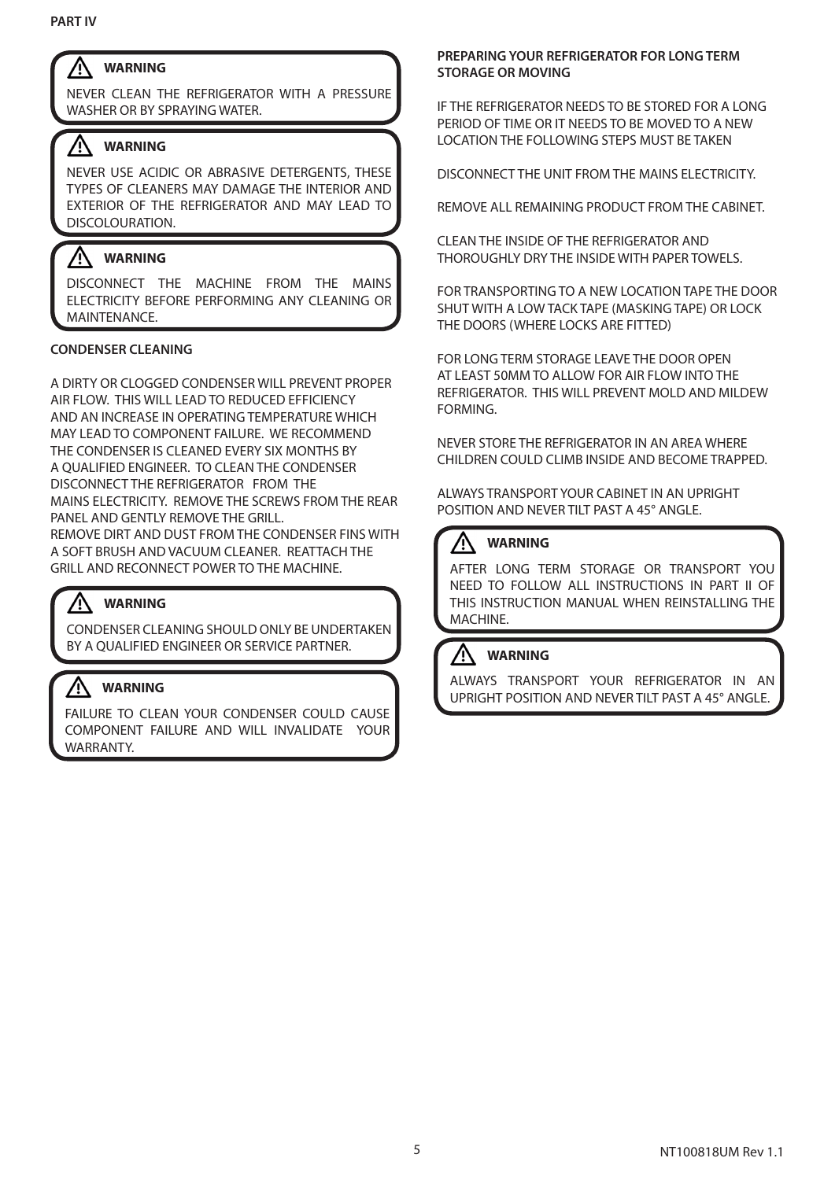**PART IV**

> **⚠ WARNING**
>
> NEVER CLEAN THE REFRIGERATOR WITH A PRESSURE WASHER OR BY SPRAYING WATER.

> **⚠ WARNING**
>
> NEVER USE ACIDIC OR ABRASIVE DETERGENTS, THESE TYPES OF CLEANERS MAY DAMAGE THE INTERIOR AND EXTERIOR OF THE REFRIGERATOR AND MAY LEAD TO DISCOLOURATION.

> **⚠ WARNING**
>
> DISCONNECT THE MACHINE FROM THE MAINS ELECTRICITY BEFORE PERFORMING ANY CLEANING OR MAINTENANCE.

**CONDENSER CLEANING**

A DIRTY OR CLOGGED CONDENSER WILL PREVENT PROPER AIR FLOW. THIS WILL LEAD TO REDUCED EFFICIENCY AND AN INCREASE IN OPERATING TEMPERATURE WHICH MAY LEAD TO COMPONENT FAILURE. WE RECOMMEND THE CONDENSER IS CLEANED EVERY SIX MONTHS BY A QUALIFIED ENGINEER. TO CLEAN THE CONDENSER DISCONNECT THE REFRIGERATOR FROM THE MAINS ELECTRICITY. REMOVE THE SCREWS FROM THE REAR PANEL AND GENTLY REMOVE THE GRILL.
REMOVE DIRT AND DUST FROM THE CONDENSER FINS WITH A SOFT BRUSH AND VACUUM CLEANER. REATTACH THE GRILL AND RECONNECT POWER TO THE MACHINE.

> **⚠ WARNING**
>
> CONDENSER CLEANING SHOULD ONLY BE UNDERTAKEN BY A QUALIFIED ENGINEER OR SERVICE PARTNER.

> **⚠ WARNING**
>
> FAILURE TO CLEAN YOUR CONDENSER COULD CAUSE COMPONENT FAILURE AND WILL INVALIDATE YOUR WARRANTY.

**PREPARING YOUR REFRIGERATOR FOR LONG TERM STORAGE OR MOVING**

IF THE REFRIGERATOR NEEDS TO BE STORED FOR A LONG PERIOD OF TIME OR IT NEEDS TO BE MOVED TO A NEW LOCATION THE FOLLOWING STEPS MUST BE TAKEN

DISCONNECT THE UNIT FROM THE MAINS ELECTRICITY.

REMOVE ALL REMAINING PRODUCT FROM THE CABINET.

CLEAN THE INSIDE OF THE REFRIGERATOR AND THOROUGHLY DRY THE INSIDE WITH PAPER TOWELS.

FOR TRANSPORTING TO A NEW LOCATION TAPE THE DOOR SHUT WITH A LOW TACK TAPE (MASKING TAPE) OR LOCK THE DOORS (WHERE LOCKS ARE FITTED)

FOR LONG TERM STORAGE LEAVE THE DOOR OPEN AT LEAST 50MM TO ALLOW FOR AIR FLOW INTO THE REFRIGERATOR. THIS WILL PREVENT MOLD AND MILDEW FORMING.

NEVER STORE THE REFRIGERATOR IN AN AREA WHERE CHILDREN COULD CLIMB INSIDE AND BECOME TRAPPED.

ALWAYS TRANSPORT YOUR CABINET IN AN UPRIGHT POSITION AND NEVER TILT PAST A 45° ANGLE.

> **⚠ WARNING**
>
> AFTER LONG TERM STORAGE OR TRANSPORT YOU NEED TO FOLLOW ALL INSTRUCTIONS IN PART II OF THIS INSTRUCTION MANUAL WHEN REINSTALLING THE MACHINE.

> **⚠ WARNING**
>
> ALWAYS TRANSPORT YOUR REFRIGERATOR IN AN UPRIGHT POSITION AND NEVER TILT PAST A 45° ANGLE.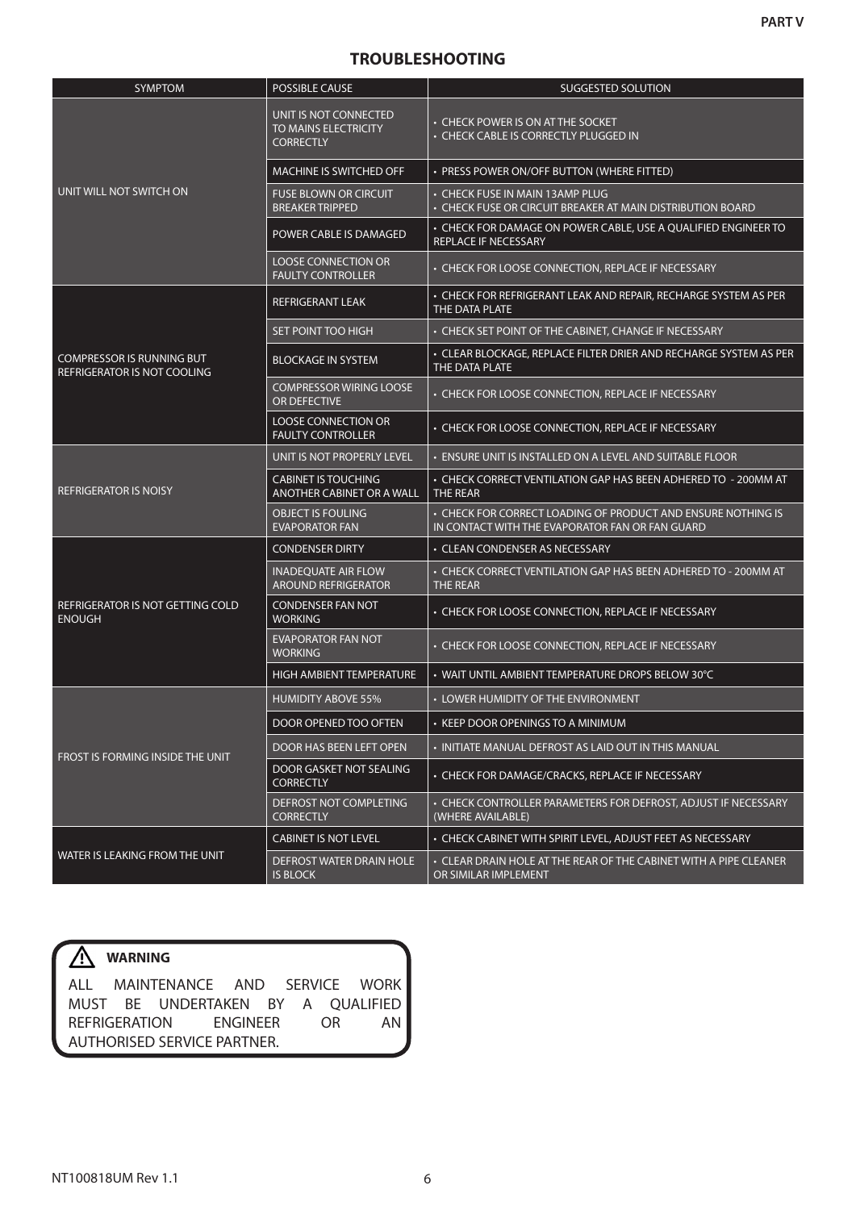## TROUBLESHOOTING

| SYMPTOM | POSSIBLE CAUSE | SUGGESTED SOLUTION |
|---|---|---|
| UNIT WILL NOT SWITCH ON | UNIT IS NOT CONNECTED TO MAINS ELECTRICITY CORRECTLY | • CHECK POWER IS ON AT THE SOCKET<br>• CHECK CABLE IS CORRECTLY PLUGGED IN |
| | MACHINE IS SWITCHED OFF | • PRESS POWER ON/OFF BUTTON (WHERE FITTED) |
| | FUSE BLOWN OR CIRCUIT BREAKER TRIPPED | • CHECK FUSE IN MAIN 13AMP PLUG<br>• CHECK FUSE OR CIRCUIT BREAKER AT MAIN DISTRIBUTION BOARD |
| | POWER CABLE IS DAMAGED | • CHECK FOR DAMAGE ON POWER CABLE, USE A QUALIFIED ENGINEER TO REPLACE IF NECESSARY |
| | LOOSE CONNECTION OR FAULTY CONTROLLER | • CHECK FOR LOOSE CONNECTION, REPLACE IF NECESSARY |
| COMPRESSOR IS RUNNING BUT REFRIGERATOR IS NOT COOLING | REFRIGERANT LEAK | • CHECK FOR REFRIGERANT LEAK AND REPAIR, RECHARGE SYSTEM AS PER THE DATA PLATE |
| | SET POINT TOO HIGH | • CHECK SET POINT OF THE CABINET, CHANGE IF NECESSARY |
| | BLOCKAGE IN SYSTEM | • CLEAR BLOCKAGE, REPLACE FILTER DRIER AND RECHARGE SYSTEM AS PER THE DATA PLATE |
| | COMPRESSOR WIRING LOOSE OR DEFECTIVE | • CHECK FOR LOOSE CONNECTION, REPLACE IF NECESSARY |
| | LOOSE CONNECTION OR FAULTY CONTROLLER | • CHECK FOR LOOSE CONNECTION, REPLACE IF NECESSARY |
| REFRIGERATOR IS NOISY | UNIT IS NOT PROPERLY LEVEL | • ENSURE UNIT IS INSTALLED ON A LEVEL AND SUITABLE FLOOR |
| | CABINET IS TOUCHING ANOTHER CABINET OR A WALL | • CHECK CORRECT VENTILATION GAP HAS BEEN ADHERED TO - 200MM AT THE REAR |
| | OBJECT IS FOULING EVAPORATOR FAN | • CHECK FOR CORRECT LOADING OF PRODUCT AND ENSURE NOTHING IS IN CONTACT WITH THE EVAPORATOR FAN OR FAN GUARD |
| REFRIGERATOR IS NOT GETTING COLD ENOUGH | CONDENSER DIRTY | • CLEAN CONDENSER AS NECESSARY |
| | INADEQUATE AIR FLOW AROUND REFRIGERATOR | • CHECK CORRECT VENTILATION GAP HAS BEEN ADHERED TO - 200MM AT THE REAR |
| | CONDENSER FAN NOT WORKING | • CHECK FOR LOOSE CONNECTION, REPLACE IF NECESSARY |
| | EVAPORATOR FAN NOT WORKING | • CHECK FOR LOOSE CONNECTION, REPLACE IF NECESSARY |
| | HIGH AMBIENT TEMPERATURE | • WAIT UNTIL AMBIENT TEMPERATURE DROPS BELOW 30°C |
| FROST IS FORMING INSIDE THE UNIT | HUMIDITY ABOVE 55% | • LOWER HUMIDITY OF THE ENVIRONMENT |
| | DOOR OPENED TOO OFTEN | • KEEP DOOR OPENINGS TO A MINIMUM |
| | DOOR HAS BEEN LEFT OPEN | • INITIATE MANUAL DEFROST AS LAID OUT IN THIS MANUAL |
| | DOOR GASKET NOT SEALING CORRECTLY | • CHECK FOR DAMAGE/CRACKS, REPLACE IF NECESSARY |
| | DEFROST NOT COMPLETING CORRECTLY | • CHECK CONTROLLER PARAMETERS FOR DEFROST, ADJUST IF NECESSARY (WHERE AVAILABLE) |
| WATER IS LEAKING FROM THE UNIT | CABINET IS NOT LEVEL | • CHECK CABINET WITH SPIRIT LEVEL, ADJUST FEET AS NECESSARY |
| | DEFROST WATER DRAIN HOLE IS BLOCK | • CLEAR DRAIN HOLE AT THE REAR OF THE CABINET WITH A PIPE CLEANER OR SIMILAR IMPLEMENT |

**⚠ WARNING**

ALL MAINTENANCE AND SERVICE WORK MUST BE UNDERTAKEN BY A QUALIFIED REFRIGERATION ENGINEER OR AN AUTHORISED SERVICE PARTNER.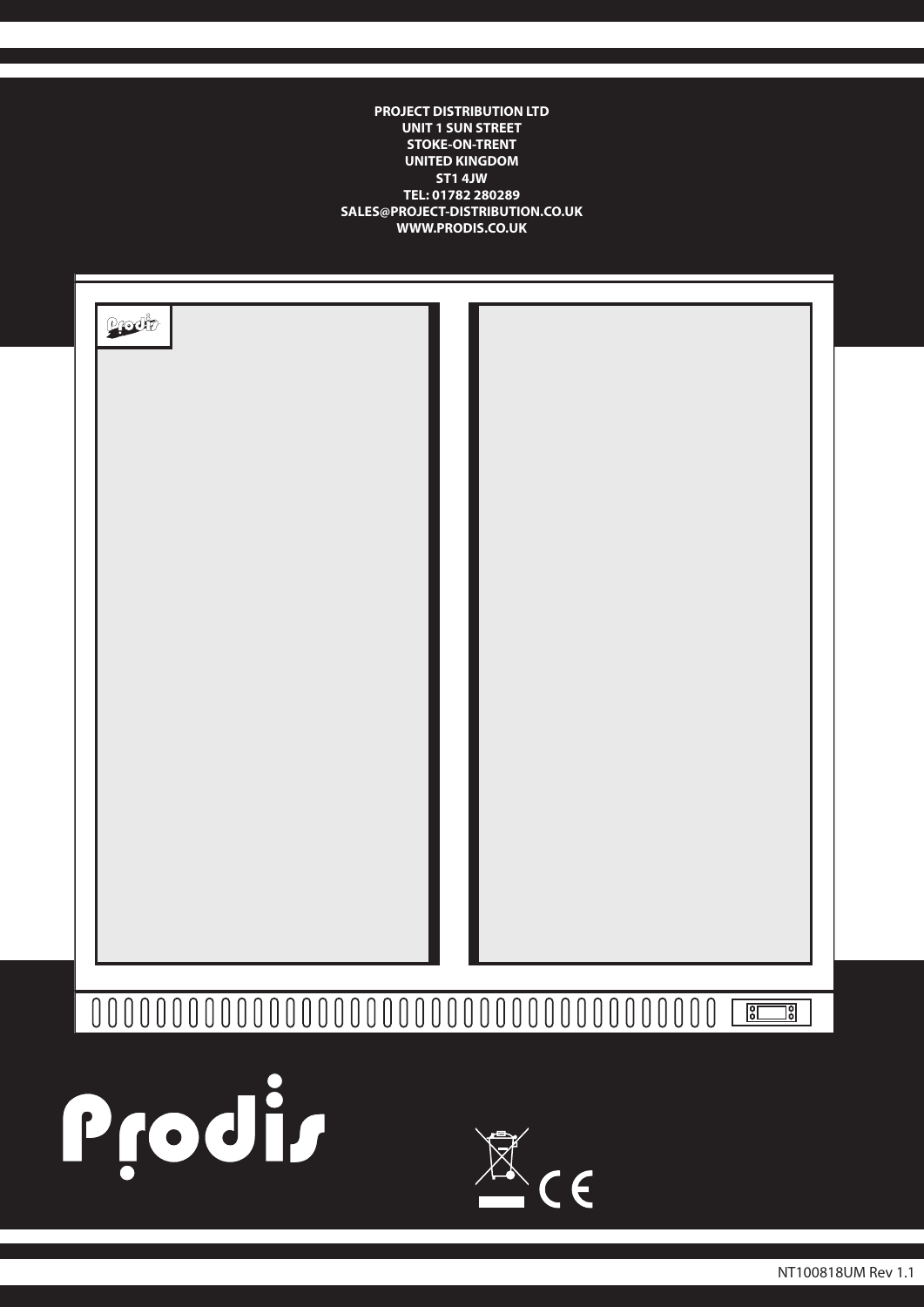PROJECT DISTRIBUTION LTD
UNIT 1 SUN STREET
STOKE-ON-TRENT
UNITED KINGDOM
ST1 4JW
TEL: 01782 280289
SALES@PROJECT-DISTRIBUTION.CO.UK
WWW.PRODIS.CO.UK

NT100818UM Rev 1.1